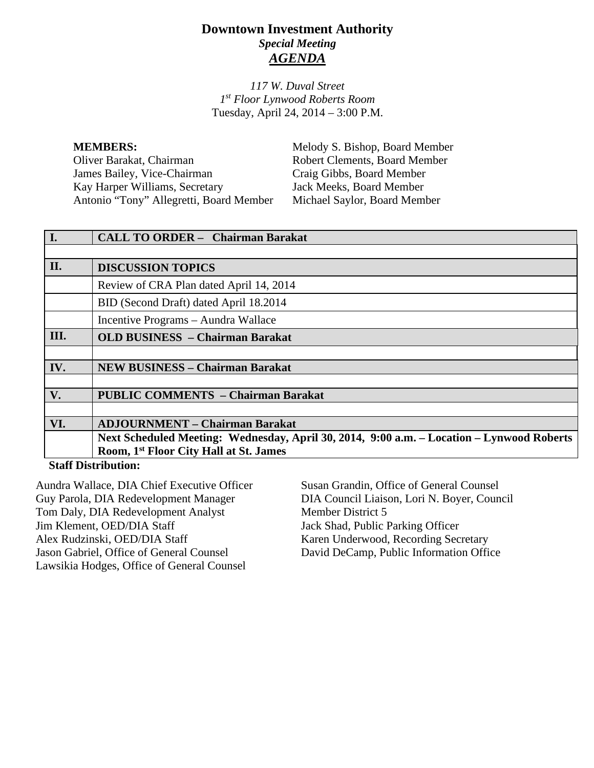# Downtown Investment Authority

***Special Meeting***

***AGENDA***

*117 W. Duval Street*
*1st Floor Lynwood Roberts Room*
Tuesday, April 24, 2014 – 3:00 P.M.

**MEMBERS:**
Oliver Barakat, Chairman
James Bailey, Vice-Chairman
Kay Harper Williams, Secretary
Antonio "Tony" Allegretti, Board Member
Melody S. Bishop, Board Member
Robert Clements, Board Member
Craig Gibbs, Board Member
Jack Meeks, Board Member
Michael Saylor, Board Member

| | |
|---|---|
| **I.** | **CALL TO ORDER – Chairman Barakat** |
| | |
| **II.** | **DISCUSSION TOPICS** |
| | Review of CRA Plan dated April 14, 2014 |
| | BID (Second Draft) dated April 18.2014 |
| | Incentive Programs – Aundra Wallace |
| **III.** | **OLD BUSINESS – Chairman Barakat** |
| | |
| **IV.** | **NEW BUSINESS – Chairman Barakat** |
| | |
| **V.** | **PUBLIC COMMENTS – Chairman Barakat** |
| | |
| **VI.** | **ADJOURNMENT – Chairman Barakat** |
| | **Next Scheduled Meeting: Wednesday, April 30, 2014, 9:00 a.m. – Location – Lynwood Roberts Room, 1st Floor City Hall at St. James** |

**Staff Distribution:**

Aundra Wallace, DIA Chief Executive Officer
Guy Parola, DIA Redevelopment Manager
Tom Daly, DIA Redevelopment Analyst
Jim Klement, OED/DIA Staff
Alex Rudzinski, OED/DIA Staff
Jason Gabriel, Office of General Counsel
Lawsikia Hodges, Office of General Counsel
Susan Grandin, Office of General Counsel
DIA Council Liaison, Lori N. Boyer, Council Member District 5
Jack Shad, Public Parking Officer
Karen Underwood, Recording Secretary
David DeCamp, Public Information Office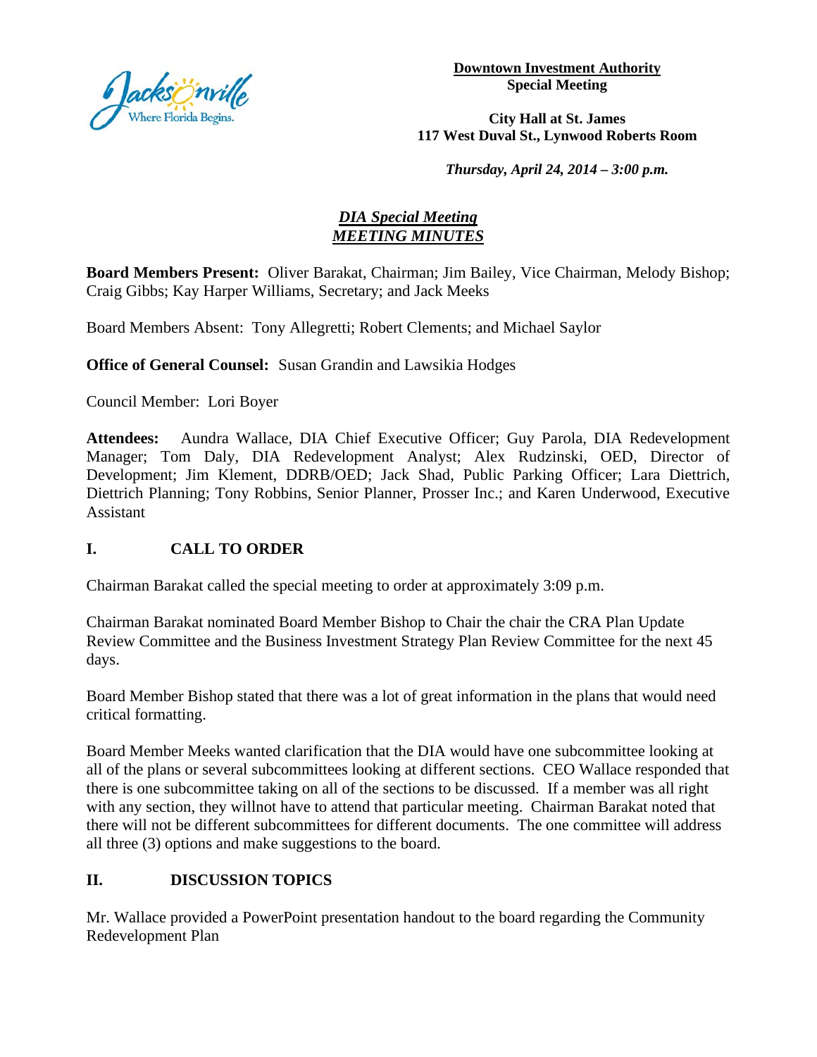**Downtown Investment Authority**
**Special Meeting**

**City Hall at St. James**
**117 West Duval St., Lynwood Roberts Room**

***Thursday, April 24, 2014 – 3:00 p.m.***

## *DIA Special Meeting*
## *MEETING MINUTES*

**Board Members Present:** Oliver Barakat, Chairman; Jim Bailey, Vice Chairman, Melody Bishop; Craig Gibbs; Kay Harper Williams, Secretary; and Jack Meeks

Board Members Absent: Tony Allegretti; Robert Clements; and Michael Saylor

**Office of General Counsel:** Susan Grandin and Lawsikia Hodges

Council Member: Lori Boyer

**Attendees:** Aundra Wallace, DIA Chief Executive Officer; Guy Parola, DIA Redevelopment Manager; Tom Daly, DIA Redevelopment Analyst; Alex Rudzinski, OED, Director of Development; Jim Klement, DDRB/OED; Jack Shad, Public Parking Officer; Lara Diettrich, Diettrich Planning; Tony Robbins, Senior Planner, Prosser Inc.; and Karen Underwood, Executive Assistant

## I. CALL TO ORDER

Chairman Barakat called the special meeting to order at approximately 3:09 p.m.

Chairman Barakat nominated Board Member Bishop to Chair the chair the CRA Plan Update Review Committee and the Business Investment Strategy Plan Review Committee for the next 45 days.

Board Member Bishop stated that there was a lot of great information in the plans that would need critical formatting.

Board Member Meeks wanted clarification that the DIA would have one subcommittee looking at all of the plans or several subcommittees looking at different sections. CEO Wallace responded that there is one subcommittee taking on all of the sections to be discussed. If a member was all right with any section, they willnot have to attend that particular meeting. Chairman Barakat noted that there will not be different subcommittees for different documents. The one committee will address all three (3) options and make suggestions to the board.

## II. DISCUSSION TOPICS

Mr. Wallace provided a PowerPoint presentation handout to the board regarding the Community Redevelopment Plan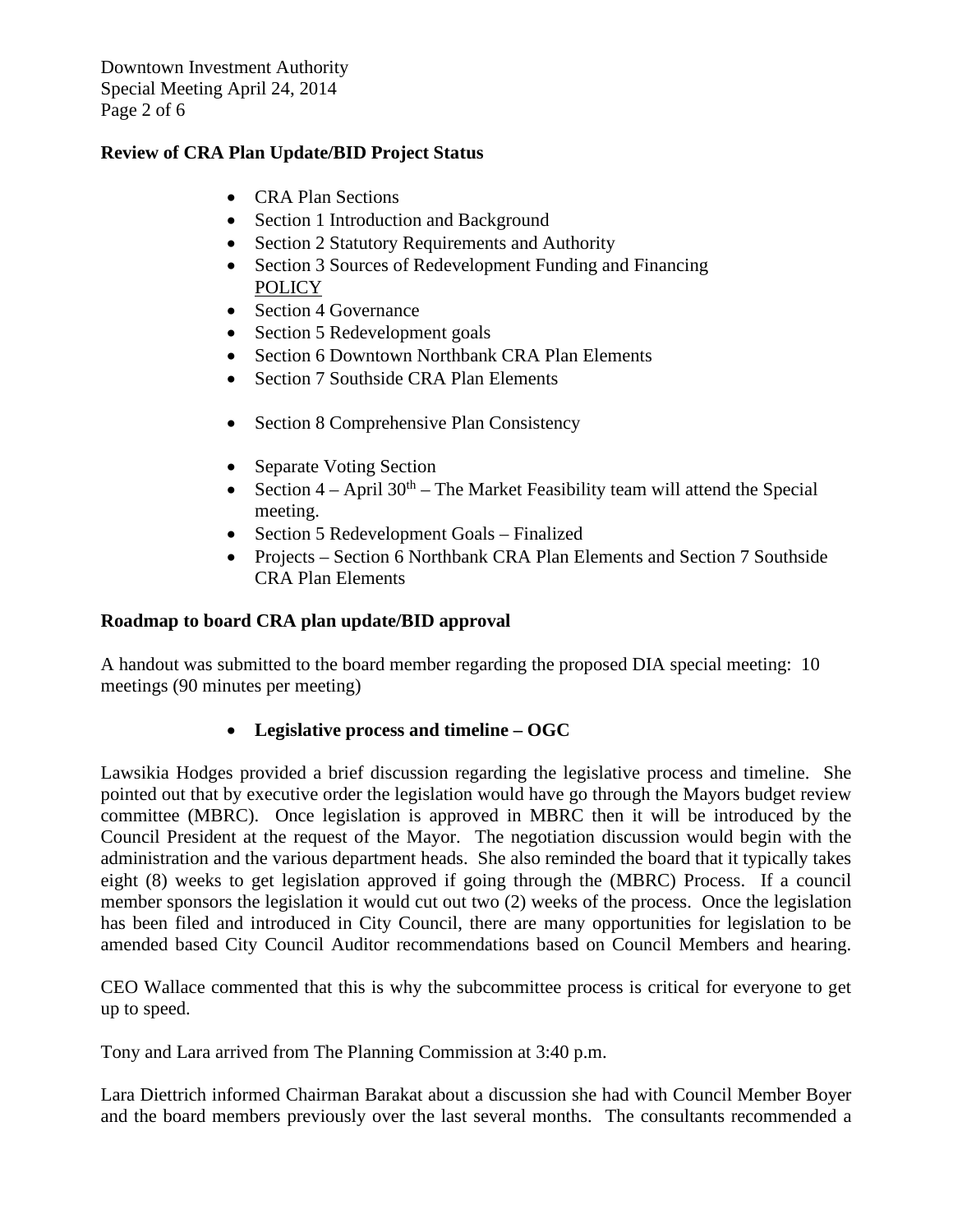**Review of CRA Plan Update/BID Project Status**

- CRA Plan Sections
- Section 1 Introduction and Background
- Section 2 Statutory Requirements and Authority
- Section 3 Sources of Redevelopment Funding and Financing
  POLICY
- Section 4 Governance
- Section 5 Redevelopment goals
- Section 6 Downtown Northbank CRA Plan Elements
- Section 7 Southside CRA Plan Elements
- Section 8 Comprehensive Plan Consistency
- Separate Voting Section
- Section 4 – April 30th – The Market Feasibility team will attend the Special meeting.
- Section 5 Redevelopment Goals – Finalized
- Projects – Section 6 Northbank CRA Plan Elements and Section 7 Southside CRA Plan Elements

**Roadmap to board CRA plan update/BID approval**

A handout was submitted to the board member regarding the proposed DIA special meeting: 10 meetings (90 minutes per meeting)

- **Legislative process and timeline – OGC**

Lawsikia Hodges provided a brief discussion regarding the legislative process and timeline. She pointed out that by executive order the legislation would have go through the Mayors budget review committee (MBRC). Once legislation is approved in MBRC then it will be introduced by the Council President at the request of the Mayor. The negotiation discussion would begin with the administration and the various department heads. She also reminded the board that it typically takes eight (8) weeks to get legislation approved if going through the (MBRC) Process. If a council member sponsors the legislation it would cut out two (2) weeks of the process. Once the legislation has been filed and introduced in City Council, there are many opportunities for legislation to be amended based City Council Auditor recommendations based on Council Members and hearing.

CEO Wallace commented that this is why the subcommittee process is critical for everyone to get up to speed.

Tony and Lara arrived from The Planning Commission at 3:40 p.m.

Lara Diettrich informed Chairman Barakat about a discussion she had with Council Member Boyer and the board members previously over the last several months. The consultants recommended a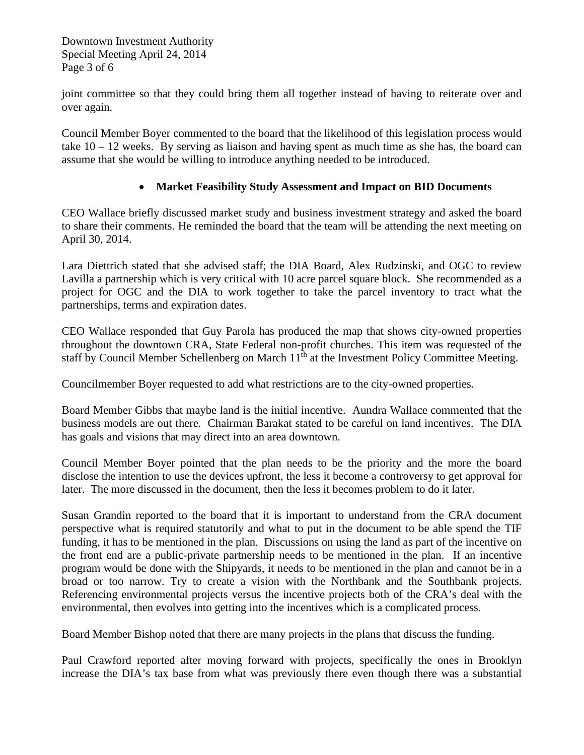joint committee so that they could bring them all together instead of having to reiterate over and over again.

Council Member Boyer commented to the board that the likelihood of this legislation process would take 10 – 12 weeks. By serving as liaison and having spent as much time as she has, the board can assume that she would be willing to introduce anything needed to be introduced.

- **Market Feasibility Study Assessment and Impact on BID Documents**

CEO Wallace briefly discussed market study and business investment strategy and asked the board to share their comments. He reminded the board that the team will be attending the next meeting on April 30, 2014.

Lara Diettrich stated that she advised staff; the DIA Board, Alex Rudzinski, and OGC to review Lavilla a partnership which is very critical with 10 acre parcel square block. She recommended as a project for OGC and the DIA to work together to take the parcel inventory to tract what the partnerships, terms and expiration dates.

CEO Wallace responded that Guy Parola has produced the map that shows city-owned properties throughout the downtown CRA, State Federal non-profit churches. This item was requested of the staff by Council Member Schellenberg on March 11th at the Investment Policy Committee Meeting.

Councilmember Boyer requested to add what restrictions are to the city-owned properties.

Board Member Gibbs that maybe land is the initial incentive. Aundra Wallace commented that the business models are out there. Chairman Barakat stated to be careful on land incentives. The DIA has goals and visions that may direct into an area downtown.

Council Member Boyer pointed that the plan needs to be the priority and the more the board disclose the intention to use the devices upfront, the less it become a controversy to get approval for later. The more discussed in the document, then the less it becomes problem to do it later.

Susan Grandin reported to the board that it is important to understand from the CRA document perspective what is required statutorily and what to put in the document to be able spend the TIF funding, it has to be mentioned in the plan. Discussions on using the land as part of the incentive on the front end are a public-private partnership needs to be mentioned in the plan. If an incentive program would be done with the Shipyards, it needs to be mentioned in the plan and cannot be in a broad or too narrow. Try to create a vision with the Northbank and the Southbank projects. Referencing environmental projects versus the incentive projects both of the CRA's deal with the environmental, then evolves into getting into the incentives which is a complicated process.

Board Member Bishop noted that there are many projects in the plans that discuss the funding.

Paul Crawford reported after moving forward with projects, specifically the ones in Brooklyn increase the DIA's tax base from what was previously there even though there was a substantial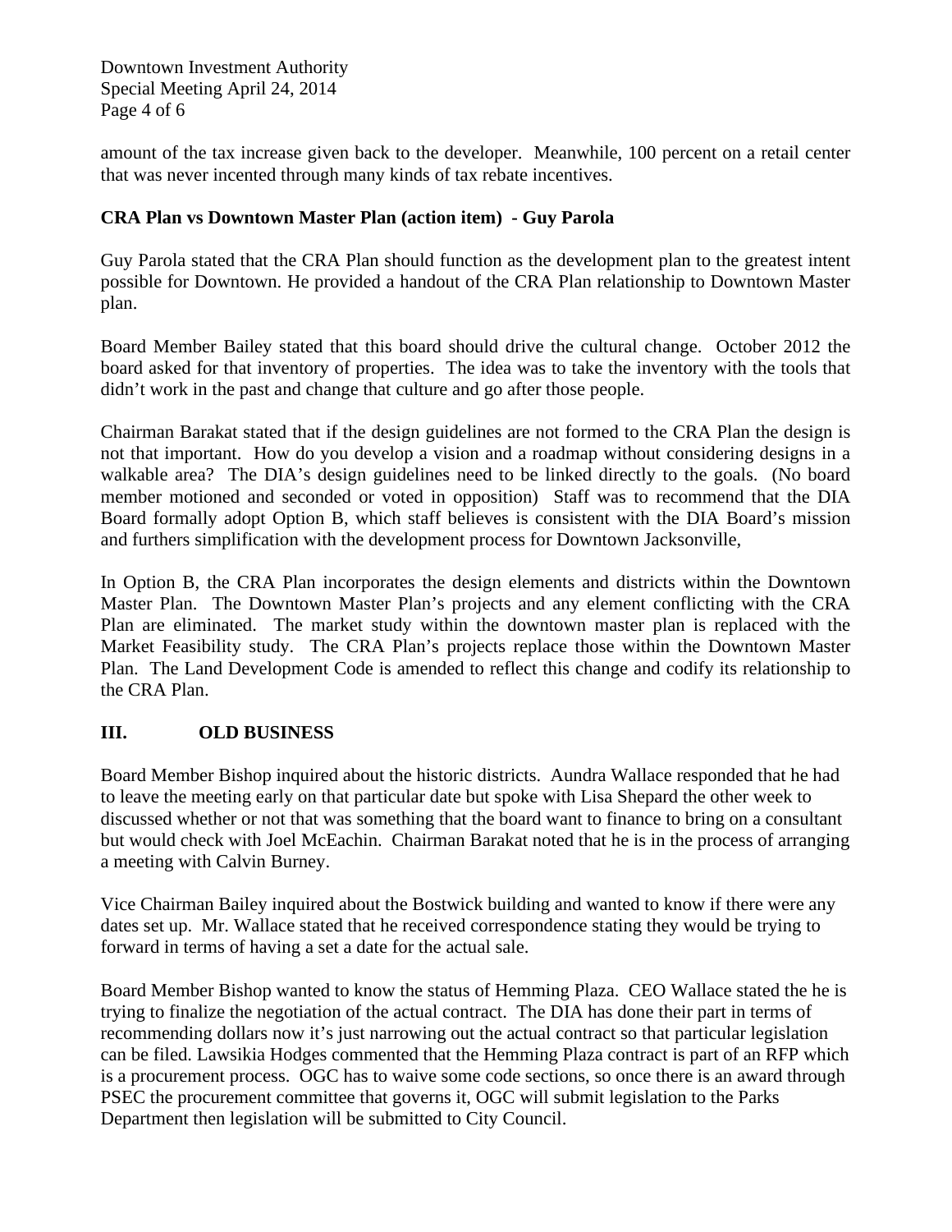amount of the tax increase given back to the developer. Meanwhile, 100 percent on a retail center that was never incented through many kinds of tax rebate incentives.

**CRA Plan vs Downtown Master Plan (action item) - Guy Parola**

Guy Parola stated that the CRA Plan should function as the development plan to the greatest intent possible for Downtown. He provided a handout of the CRA Plan relationship to Downtown Master plan.

Board Member Bailey stated that this board should drive the cultural change. October 2012 the board asked for that inventory of properties. The idea was to take the inventory with the tools that didn't work in the past and change that culture and go after those people.

Chairman Barakat stated that if the design guidelines are not formed to the CRA Plan the design is not that important. How do you develop a vision and a roadmap without considering designs in a walkable area? The DIA's design guidelines need to be linked directly to the goals. (No board member motioned and seconded or voted in opposition) Staff was to recommend that the DIA Board formally adopt Option B, which staff believes is consistent with the DIA Board's mission and furthers simplification with the development process for Downtown Jacksonville,

In Option B, the CRA Plan incorporates the design elements and districts within the Downtown Master Plan. The Downtown Master Plan's projects and any element conflicting with the CRA Plan are eliminated. The market study within the downtown master plan is replaced with the Market Feasibility study. The CRA Plan's projects replace those within the Downtown Master Plan. The Land Development Code is amended to reflect this change and codify its relationship to the CRA Plan.

## III. OLD BUSINESS

Board Member Bishop inquired about the historic districts. Aundra Wallace responded that he had to leave the meeting early on that particular date but spoke with Lisa Shepard the other week to discussed whether or not that was something that the board want to finance to bring on a consultant but would check with Joel McEachin. Chairman Barakat noted that he is in the process of arranging a meeting with Calvin Burney.

Vice Chairman Bailey inquired about the Bostwick building and wanted to know if there were any dates set up. Mr. Wallace stated that he received correspondence stating they would be trying to forward in terms of having a set a date for the actual sale.

Board Member Bishop wanted to know the status of Hemming Plaza. CEO Wallace stated the he is trying to finalize the negotiation of the actual contract. The DIA has done their part in terms of recommending dollars now it's just narrowing out the actual contract so that particular legislation can be filed. Lawsikia Hodges commented that the Hemming Plaza contract is part of an RFP which is a procurement process. OGC has to waive some code sections, so once there is an award through PSEC the procurement committee that governs it, OGC will submit legislation to the Parks Department then legislation will be submitted to City Council.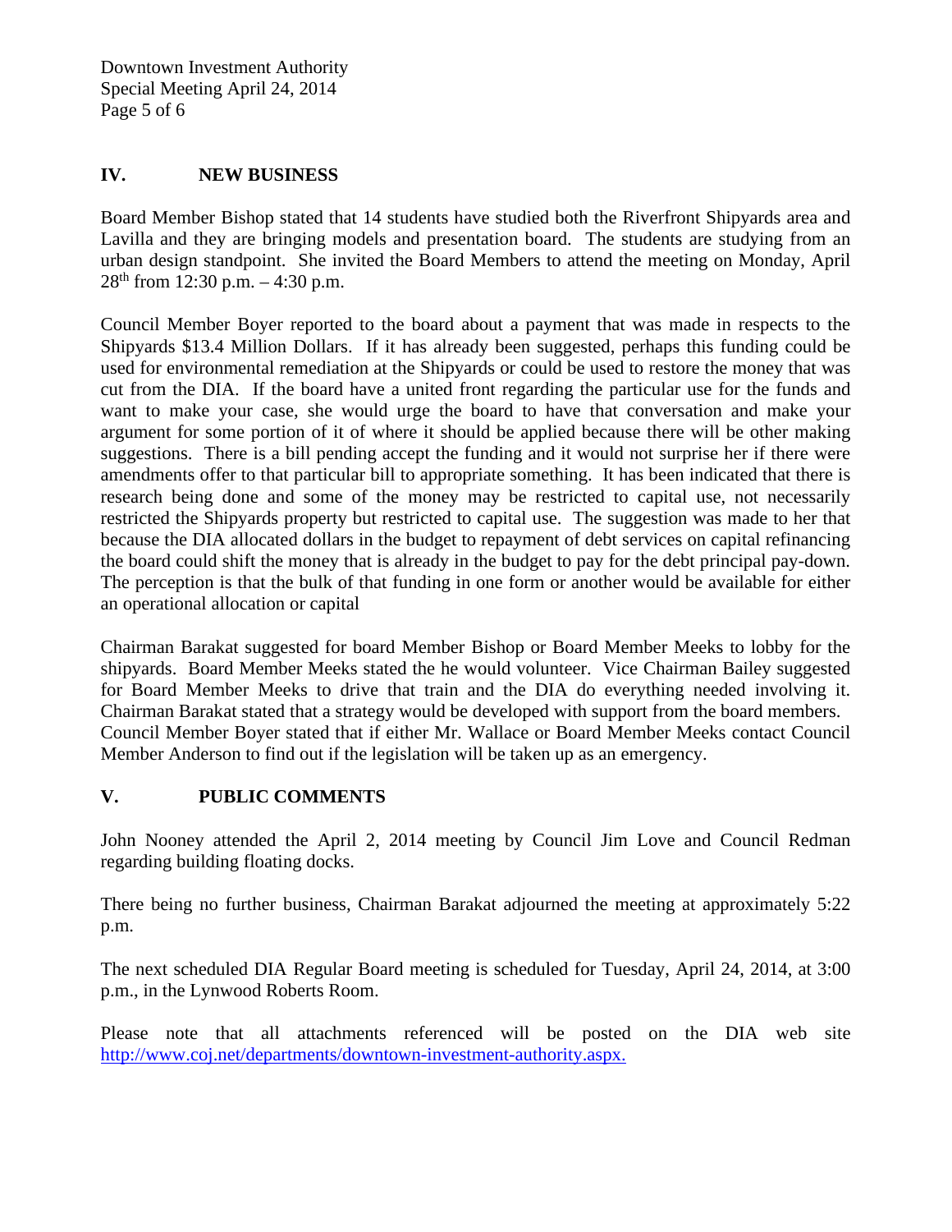## IV. NEW BUSINESS

Board Member Bishop stated that 14 students have studied both the Riverfront Shipyards area and Lavilla and they are bringing models and presentation board. The students are studying from an urban design standpoint. She invited the Board Members to attend the meeting on Monday, April 28th from 12:30 p.m. – 4:30 p.m.

Council Member Boyer reported to the board about a payment that was made in respects to the Shipyards $13.4 Million Dollars. If it has already been suggested, perhaps this funding could be used for environmental remediation at the Shipyards or could be used to restore the money that was cut from the DIA. If the board have a united front regarding the particular use for the funds and want to make your case, she would urge the board to have that conversation and make your argument for some portion of it of where it should be applied because there will be other making suggestions. There is a bill pending accept the funding and it would not surprise her if there were amendments offer to that particular bill to appropriate something. It has been indicated that there is research being done and some of the money may be restricted to capital use, not necessarily restricted the Shipyards property but restricted to capital use. The suggestion was made to her that because the DIA allocated dollars in the budget to repayment of debt services on capital refinancing the board could shift the money that is already in the budget to pay for the debt principal pay-down. The perception is that the bulk of that funding in one form or another would be available for either an operational allocation or capital

Chairman Barakat suggested for board Member Bishop or Board Member Meeks to lobby for the shipyards. Board Member Meeks stated the he would volunteer. Vice Chairman Bailey suggested for Board Member Meeks to drive that train and the DIA do everything needed involving it. Chairman Barakat stated that a strategy would be developed with support from the board members. Council Member Boyer stated that if either Mr. Wallace or Board Member Meeks contact Council Member Anderson to find out if the legislation will be taken up as an emergency.

## V. PUBLIC COMMENTS

John Nooney attended the April 2, 2014 meeting by Council Jim Love and Council Redman regarding building floating docks.

There being no further business, Chairman Barakat adjourned the meeting at approximately 5:22 p.m.

The next scheduled DIA Regular Board meeting is scheduled for Tuesday, April 24, 2014, at 3:00 p.m., in the Lynwood Roberts Room.

Please note that all attachments referenced will be posted on the DIA web site http://www.coj.net/departments/downtown-investment-authority.aspx.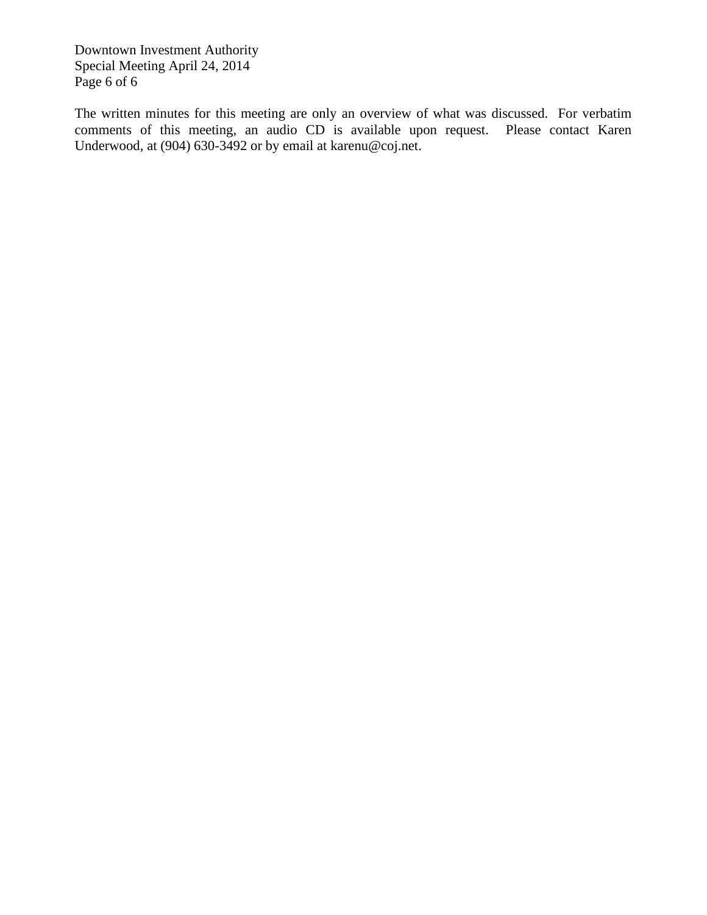The written minutes for this meeting are only an overview of what was discussed. For verbatim comments of this meeting, an audio CD is available upon request. Please contact Karen Underwood, at (904) 630-3492 or by email at karenu@coj.net.